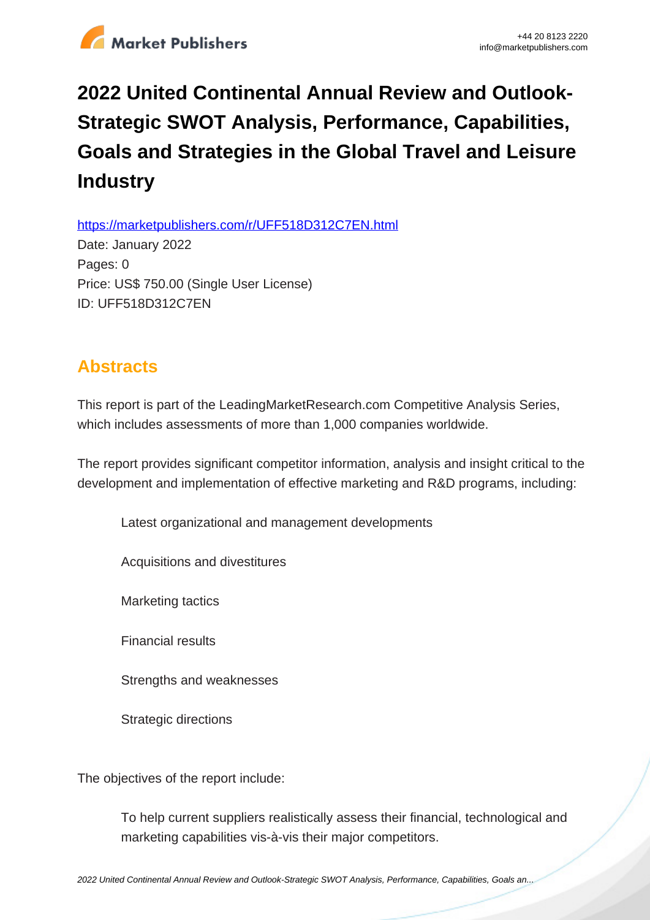# 2022 United Continental Annual Review and Outlook-Strategic SWOT Analysis, Performance, Capabilities, Goals and Strategies in the Global Travel and Leisure Industry

https://marketpublishers.com/r/UFF518D312C7EN.html

Date: January 2022

Pages: 0

Price: US$ 750.00 (Single User License)

ID: UFF518D312C7EN

## Abstracts

This report is part of the LeadingMarketResearch.com Competitive Analysis Series, which includes assessments of more than 1,000 companies worldwide.

The report provides significant competitor information, analysis and insight critical to the development and implementation of effective marketing and R&D programs, including:

- Latest organizational and management developments
- Acquisitions and divestitures
- Marketing tactics
- Financial results
- Strengths and weaknesses
- Strategic directions

The objectives of the report include:

- To help current suppliers realistically assess their financial, technological and marketing capabilities vis-à-vis their major competitors.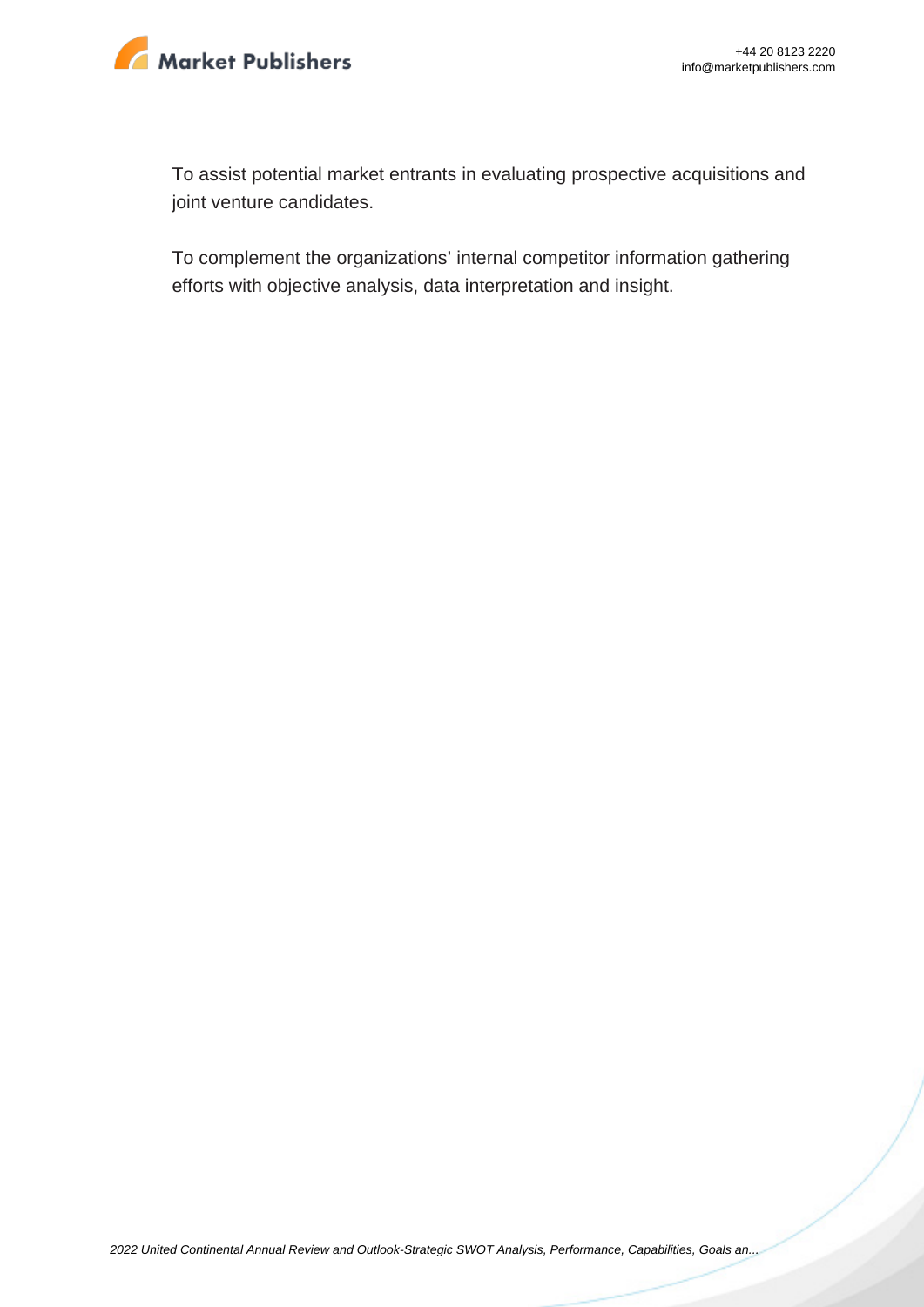To assist potential market entrants in evaluating prospective acquisitions and joint venture candidates.

To complement the organizations' internal competitor information gathering efforts with objective analysis, data interpretation and insight.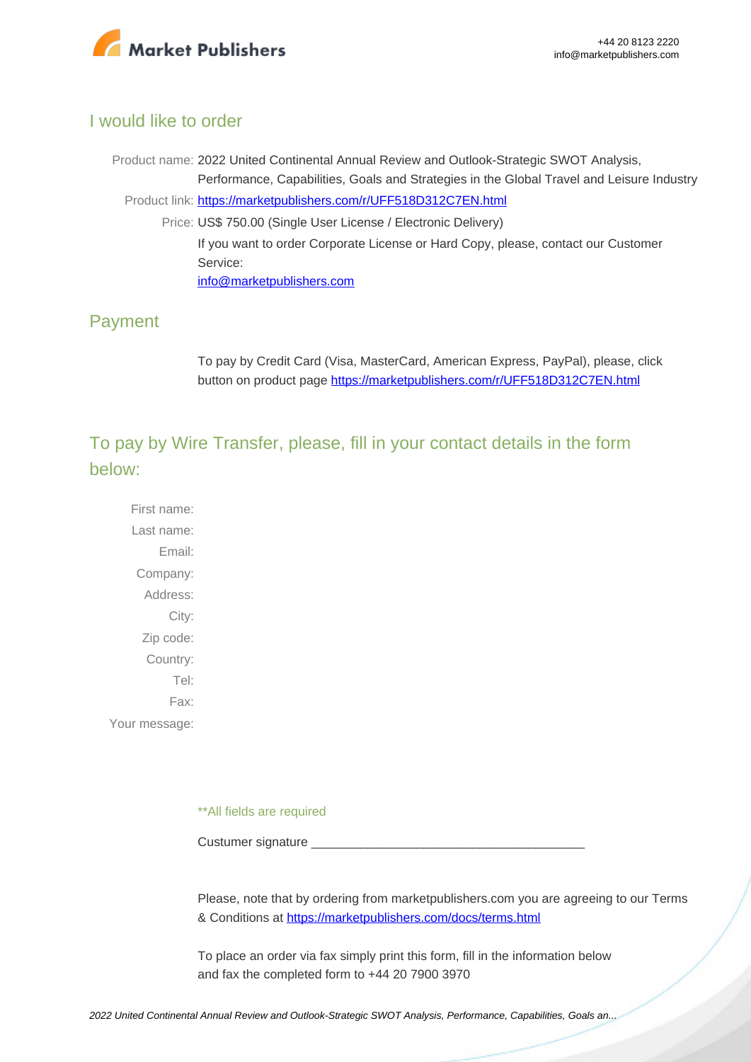## I would like to order

Product name: 2022 United Continental Annual Review and Outlook-Strategic SWOT Analysis, Performance, Capabilities, Goals and Strategies in the Global Travel and Leisure Industry

Product link: [https://marketpublishers.com/r/UFF518D312C7EN.html](https://marketpublishers.com/r/UFF518D312C7EN.html)

Price: US$ 750.00 (Single User License / Electronic Delivery)

If you want to order Corporate License or Hard Copy, please, contact our Customer Service:

[info@marketpublishers.com](mailto:info@marketpublishers.com)

## Payment

To pay by Credit Card (Visa, MasterCard, American Express, PayPal), please, click button on product page [https://marketpublishers.com/r/UFF518D312C7EN.html](https://marketpublishers.com/r/UFF518D312C7EN.html)

## To pay by Wire Transfer, please, fill in your contact details in the form below:

First name:

Last name:

Email:

Company:

Address:

City:

Zip code:

Country:

Tel:

Fax:

Your message:

**All fields are required

Custumer signature _______________________________________

Please, note that by ordering from marketpublishers.com you are agreeing to our Terms & Conditions at [https://marketpublishers.com/docs/terms.html](https://marketpublishers.com/docs/terms.html)

To place an order via fax simply print this form, fill in the information below and fax the completed form to +44 20 7900 3970